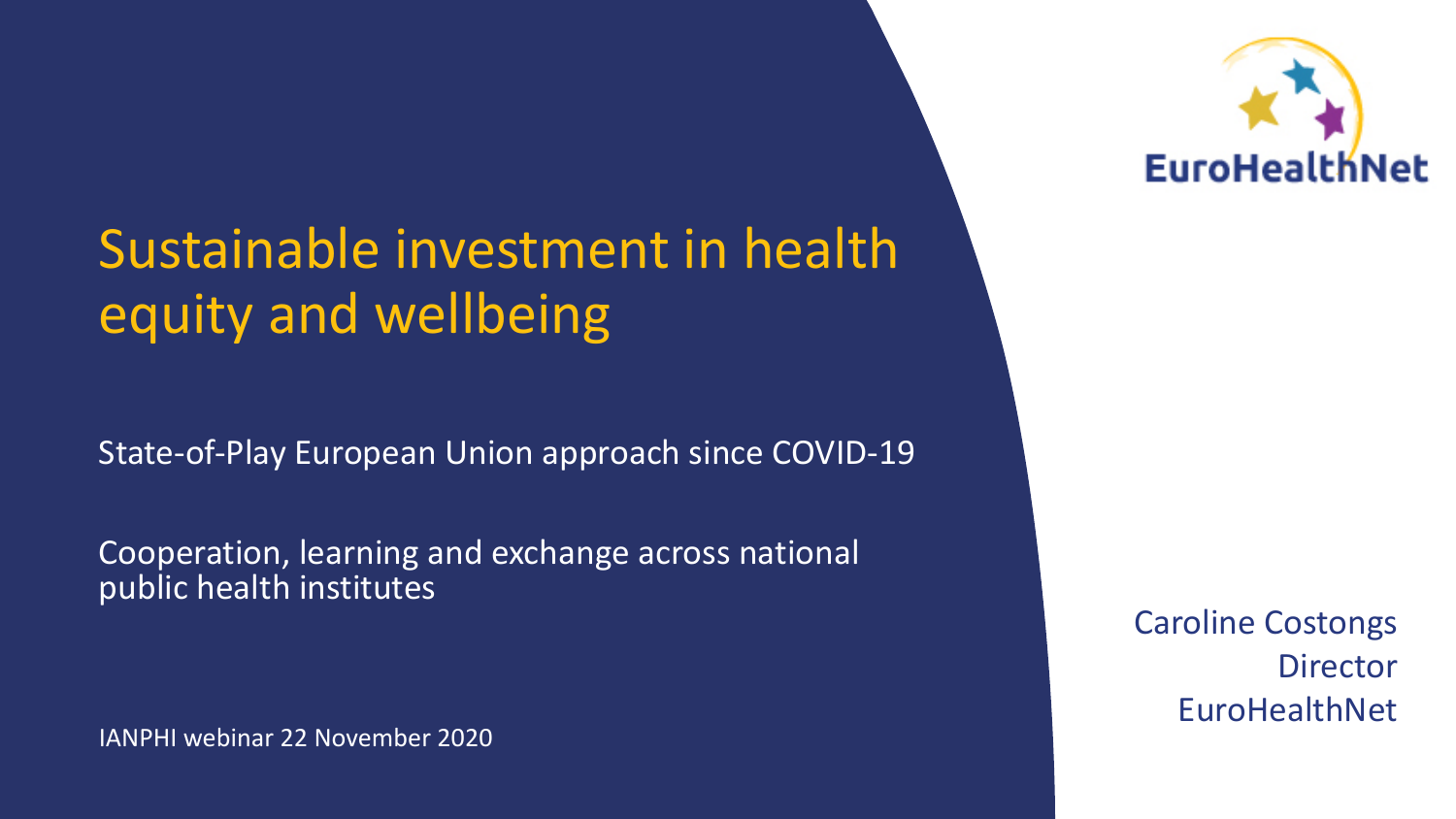# Sustainable investment in health equity and wellbeing

State-of-Play European Union approach since COVID-19

Cooperation, learning and exchange across national public health institutes

IANPHI webinar 22 November 2020

EuroHealthNet

Caroline Costongs
Director
EuroHealthNet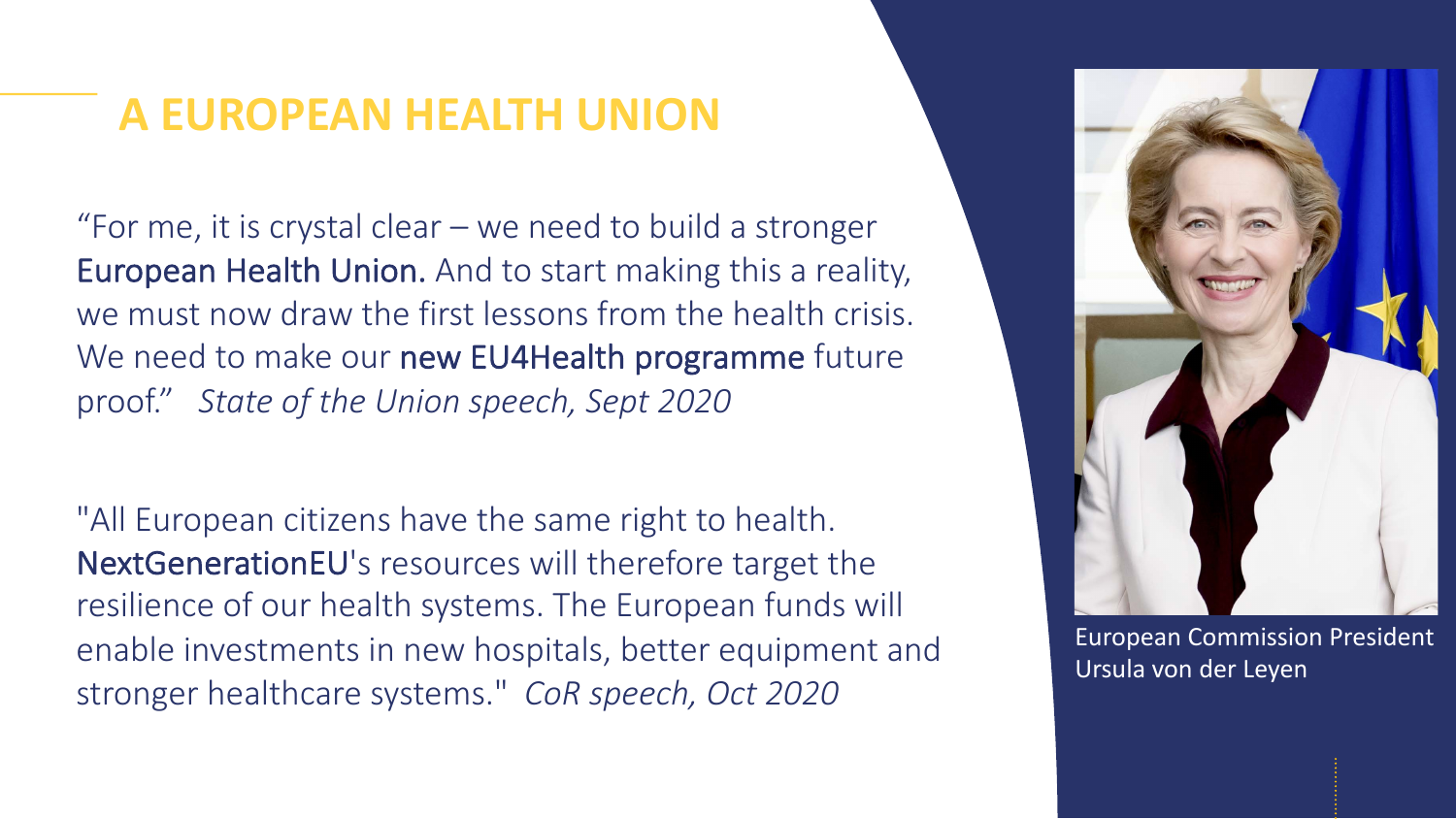# A EUROPEAN HEALTH UNION

“For me, it is crystal clear – we need to build a stronger European Health Union. And to start making this a reality, we must now draw the first lessons from the health crisis. We need to make our new EU4Health programme future proof.” *State of the Union speech, Sept 2020*

"All European citizens have the same right to health. NextGenerationEU's resources will therefore target the resilience of our health systems. The European funds will enable investments in new hospitals, better equipment and stronger healthcare systems." *CoR speech, Oct 2020*

European Commission President Ursula von der Leyen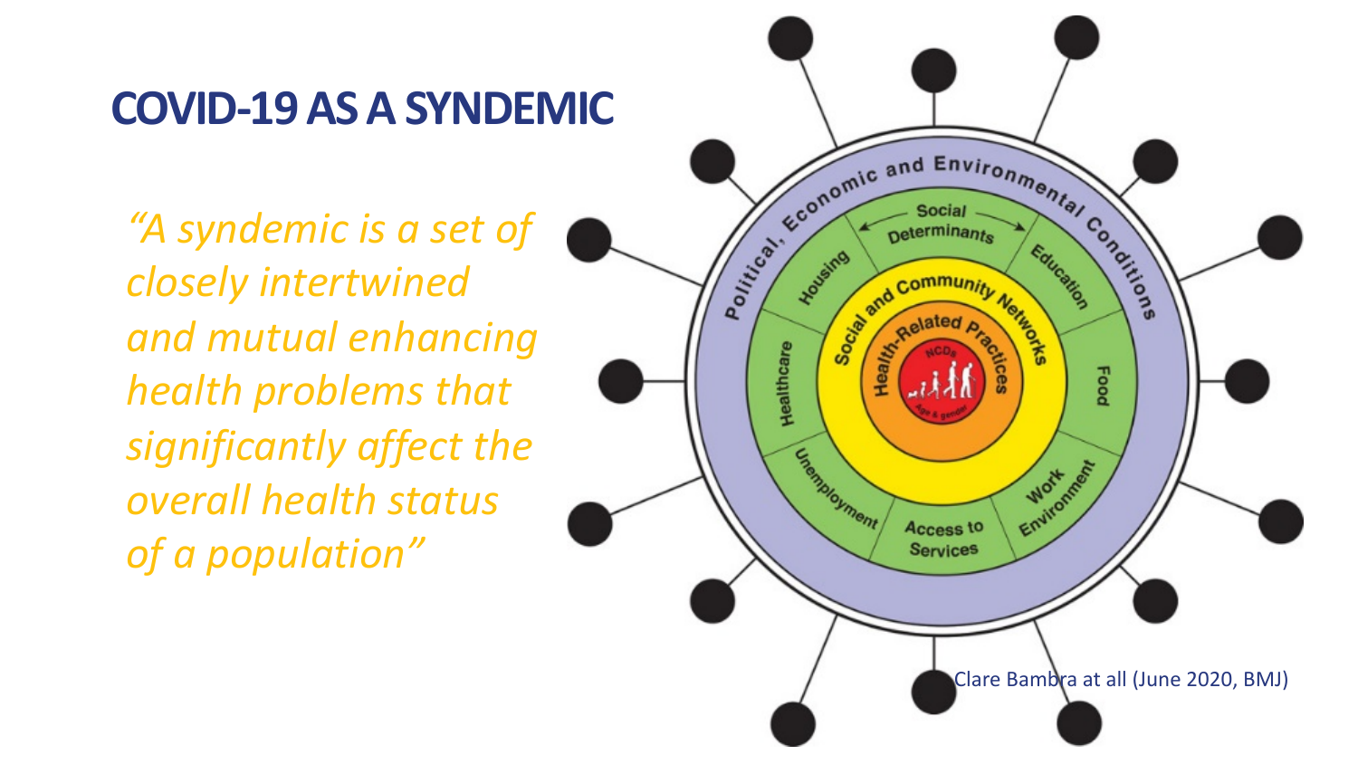# COVID-19 AS A SYNDEMIC

*"A syndemic is a set of closely intertwined and mutual enhancing health problems that significantly affect the overall health status of a population"*

Political, Economic and Environmental Conditions

Social Determinants

Housing

Education

Healthcare

Food

Unemployment

Access to Services

Work Environment

Social and Community Networks

Health-Related Practices

NCDs

Age & gender

Clare Bambra at all (June 2020, BMJ)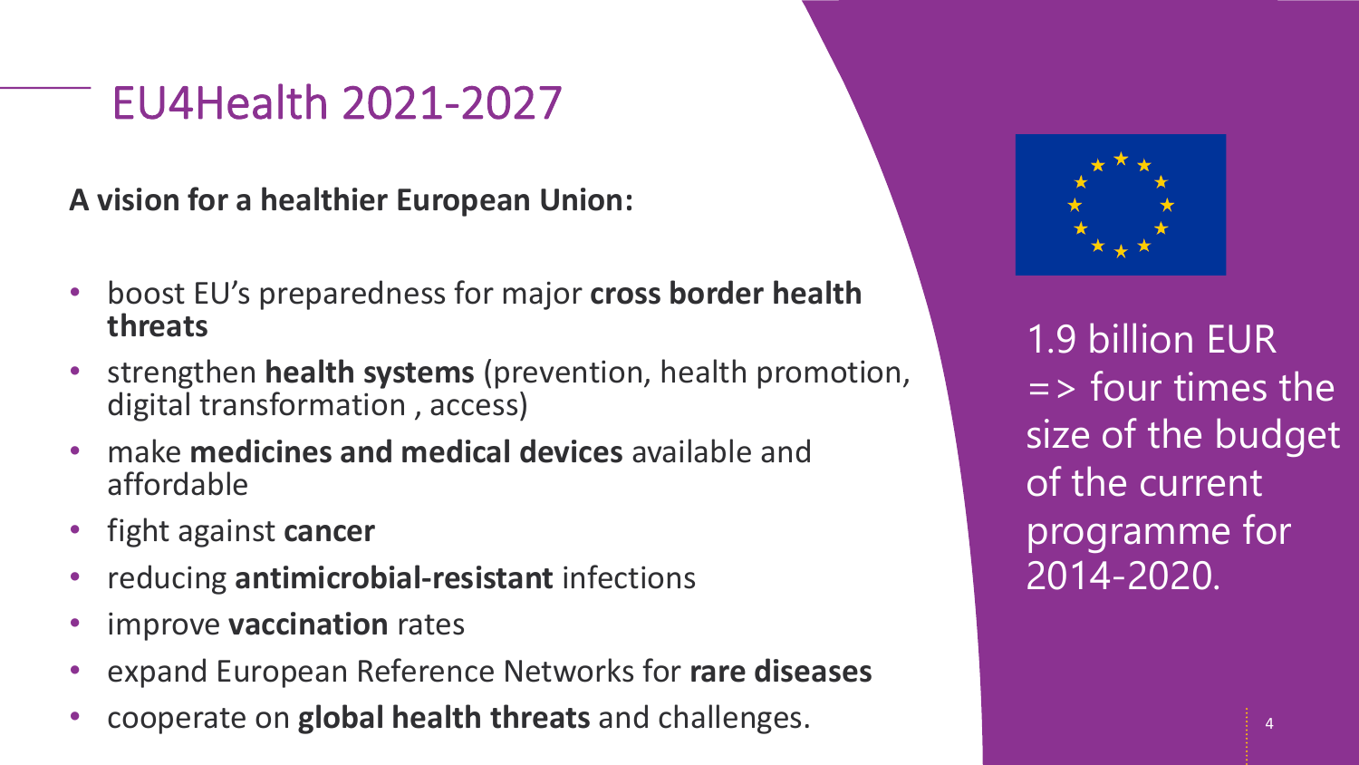# EU4Health 2021-2027

**A vision for a healthier European Union:**

- boost EU's preparedness for major **cross border health threats**
- strengthen **health systems** (prevention, health promotion, digital transformation , access)
- make **medicines and medical devices** available and affordable
- fight against **cancer**
- reducing **antimicrobial-resistant** infections
- improve **vaccination** rates
- expand European Reference Networks for **rare diseases**
- cooperate on **global health threats** and challenges.

1.9 billion EUR => four times the size of the budget of the current programme for 2014-2020.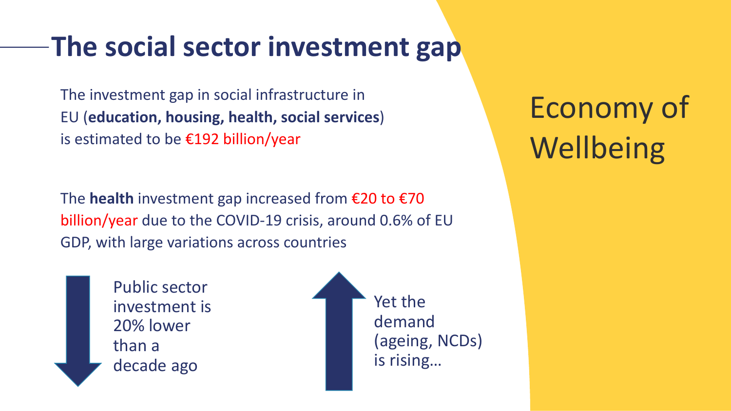# The social sector investment gap

The investment gap in social infrastructure in EU (**education, housing, health, social services**) is estimated to be €192 billion/year

The **health** investment gap increased from €20 to €70 billion/year due to the COVID-19 crisis, around 0.6% of EU GDP, with large variations across countries

Public sector investment is 20% lower than a decade ago

Yet the demand (ageing, NCDs) is rising…

Economy of Wellbeing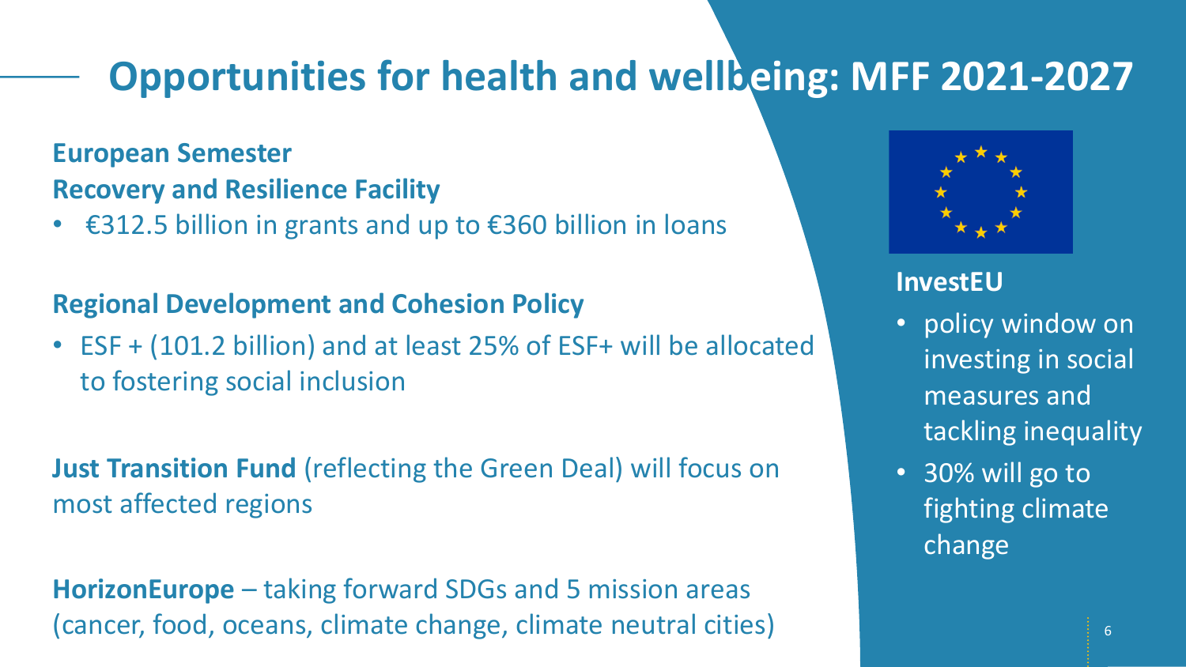# Opportunities for health and wellbeing: MFF 2021-2027

**European Semester**

**Recovery and Resilience Facility**

- €312.5 billion in grants and up to €360 billion in loans

**Regional Development and Cohesion Policy**

- ESF + (101.2 billion) and at least 25% of ESF+ will be allocated to fostering social inclusion

**Just Transition Fund** (reflecting the Green Deal) will focus on most affected regions

**HorizonEurope** – taking forward SDGs and 5 mission areas (cancer, food, oceans, climate change, climate neutral cities)

**InvestEU**

- policy window on investing in social measures and tackling inequality
- 30% will go to fighting climate change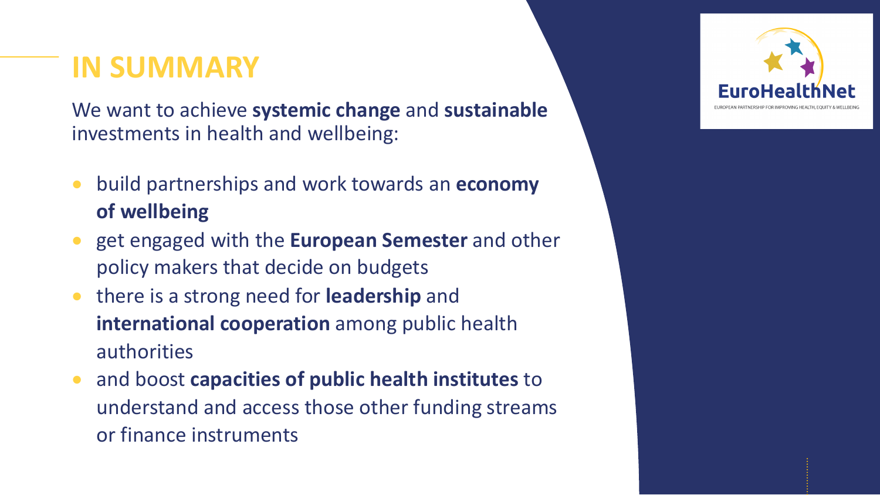# IN SUMMARY

We want to achieve **systemic change** and **sustainable** investments in health and wellbeing:

- build partnerships and work towards an **economy of wellbeing**
- get engaged with the **European Semester** and other policy makers that decide on budgets
- there is a strong need for **leadership** and **international cooperation** among public health authorities
- and boost **capacities of public health institutes** to understand and access those other funding streams or finance instruments

EuroHealthNet

EUROPEAN PARTNERSHIP FOR IMPROVING HEALTH, EQUITY & WELLBEING